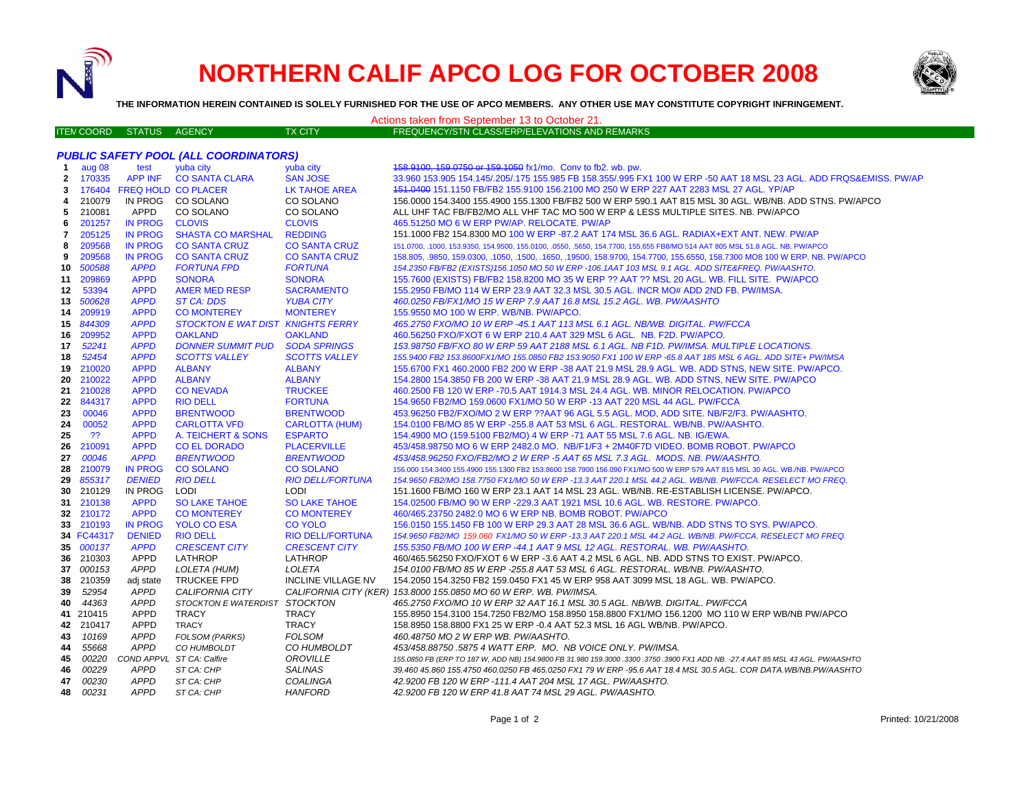# NORTHERN CALIF APCO LOG FOR OCTOBER 2008

**THE INFORMATION HEREIN CONTAINED IS SOLELY FURNISHED FOR THE USE OF APCO MEMBERS. ANY OTHER USE MAY CONSTITUTE COPYRIGHT INFRINGEMENT.**

Actions taken from September 13 to October 21.

### *PUBLIC SAFETY POOL (ALL COORDINATORS)*

| ITEM | COORD | STATUS | AGENCY | TX CITY | FREQUENCY/STN CLASS/ERP/ELEVATIONS AND REMARKS |
|---|---|---|---|---|---|
| 1 | aug 08 | test | yuba city | yuba city | ~~158.9100, 159.0750 or 159.1050~~ fx1/mo. Conv to fb2. wb. pw. |
| 2 | 170335 | APP INF | CO SANTA CLARA | SAN JOSE | 33.960 153.905 154.145/.205/.175 155.985 FB 158.355/.995 FX1 100 W ERP -50 AAT 18 MSL 23 AGL. ADD FRQS&EMISS. PW/AP |
| 3 | 176404 | FREQ HOLD | CO PLACER | LK TAHOE AREA | ~~151.0400~~ 151.1150 FB/FB2 155.9100 156.2100 MO 250 W ERP 227 AAT 2283 MSL 27 AGL. YP/AP |
| 4 | 210079 | IN PROG | CO SOLANO | CO SOLANO | 156.0000 154.3400 155.4900 155.1300 FB/FB2 500 W ERP 590.1 AAT 815 MSL 30 AGL. WB/NB. ADD STNS. PW/APCO |
| 5 | 210081 | APPD | CO SOLANO | CO SOLANO | ALL UHF TAC FB/FB2/MO ALL VHF TAC MO 500 W ERP & LESS MULTIPLE SITES. NB. PW/APCO |
| 6 | 201257 | IN PROG | CLOVIS | CLOVIS | 465.51250 MO 6 W ERP PW/AP. RELOCATE. PW/AP |
| 7 | 205125 | IN PROG | SHASTA CO MARSHAL | REDDING | 151.1000 FB2 154.8300 MO 100 W ERP -87.2 AAT 174 MSL 36.6 AGL. RADIAX+EXT ANT. NEW. PW/AP |
| 8 | 209568 | IN PROG | CO SANTA CRUZ | CO SANTA CRUZ | 151.0700, .1000, 153.9350, 154.9500, 155.0100, .0550, .5650, 154.7700, 155.655 FB8/MO 514 AAT 805 MSL 51.8 AGL. NB. PW/APCO |
| 9 | 209568 | IN PROG | CO SANTA CRUZ | CO SANTA CRUZ | 158.805, .9850, 159.0300, .1050, .1500, .1650, .19500, 158.9700, 154.7700, 155.6550, 158.7300 MO8 100 W ERP. NB. PW/APCO |
| 10 | *500588* | *APPD* | *FORTUNA FPD* | *FORTUNA* | *154.2350 FB/FB2 (EXISTS)156.1050 MO 50 W ERP -106.1AAT 103 MSL 9.1 AGL. ADD SITE&FREQ. PW/AASHTO.* |
| 11 | 209869 | APPD | SONORA | SONORA | 155.7600 (EXISTS) FB/FB2 158.8200 MO 35 W ERP ?? AAT ?? MSL 20 AGL. WB. FILL SITE. PW/APCO |
| 12 | 53394 | APPD | AMER MED RESP | SACRAMENTO | 155.2950 FB/MO 114 W ERP 23.9 AAT 32.3 MSL 30.5 AGL. INCR MO# ADD 2ND FB. PW/IMSA. |
| 13 | *500628* | *APPD* | *ST CA: DDS* | *YUBA CITY* | *460.0250 FB/FX1/MO 15 W ERP 7.9 AAT 16.8 MSL 15.2 AGL. WB. PW/AASHTO* |
| 14 | 209919 | APPD | CO MONTEREY | MONTEREY | 155.9550 MO 100 W ERP. WB/NB. PW/APCO. |
| 15 | *844309* | *APPD* | *STOCKTON E WAT DIST* | *KNIGHTS FERRY* | *465.2750 FXO/MO 10 W ERP -45.1 AAT 113 MSL 6.1 AGL. NB/WB. DIGITAL. PW/FCCA* |
| 16 | 209952 | APPD | OAKLAND | OAKLAND | 460.56250 FXO/FXOT 6 W ERP 210.4 AAT 329 MSL 6 AGL. NB. F2D. PW/APCO. |
| 17 | *52241* | *APPD* | *DONNER SUMMIT PUD* | *SODA SPRINGS* | *153.98750 FB/FXO 80 W ERP 59 AAT 2188 MSL 6.1 AGL. NB F1D. PW/IMSA. MULTIPLE LOCATIONS.* |
| 18 | *52454* | *APPD* | *SCOTTS VALLEY* | *SCOTTS VALLEY* | *155.9400 FB2 153.8600FX1/MO 155.0850 FB2 153.9050 FX1 100 W ERP -65.8 AAT 185 MSL 6 AGL. ADD SITE+ PW/IMSA* |
| 19 | 210020 | APPD | ALBANY | ALBANY | 155.6700 FX1 460.2000 FB2 200 W ERP -38 AAT 21.9 MSL 28.9 AGL. WB. ADD STNS, NEW SITE. PW/APCO. |
| 20 | 210022 | APPD | ALBANY | ALBANY | 154.2800 154.3850 FB 200 W ERP -38 AAT 21.9 MSL 28.9 AGL. WB. ADD STNS, NEW SITE. PW/APCO |
| 21 | 210028 | APPD | CO NEVADA | TRUCKEE | 460.2500 FB 120 W ERP -70.5 AAT 1914.3 MSL 24.4 AGL. WB. MINOR RELOCATION. PW/APCO |
| 22 | 844317 | APPD | RIO DELL | FORTUNA | 154.9650 FB2/MO 159.0600 FX1/MO 50 W ERP -13 AAT 220 MSL 44 AGL. PW/FCCA |
| 23 | 00046 | APPD | BRENTWOOD | BRENTWOOD | 453.96250 FB2/FXO/MO 2 W ERP ??AAT 96 AGL 5.5 AGL. MOD, ADD SITE. NB/F2/F3. PW/AASHTO. |
| 24 | 00052 | APPD | CARLOTTA VFD | CARLOTTA (HUM) | 154.0100 FB/MO 85 W ERP -255.8 AAT 53 MSL 6 AGL. RESTORAL. WB/NB. PW/AASHTO. |
| 25 | ?? | APPD | A. TEICHERT & SONS | ESPARTO | 154.4900 MO (159.5100 FB2/MO) 4 W ERP -71 AAT 55 MSL 7.6 AGL. NB. IG/EWA. |
| 26 | 210091 | APPD | CO EL DORADO | PLACERVILLE | 453/458.98750 MO 6 W ERP 2482.0 MO. NB/F1/F3 + 2M40F7D VIDEO. BOMB ROBOT. PW/APCO |
| 27 | *00046* | *APPD* | *BRENTWOOD* | *BRENTWOOD* | *453/458.96250 FXO/FB2/MO 2 W ERP -5 AAT 65 MSL 7.3 AGL. MODS. NB. PW/AASHTO.* |
| 28 | 210079 | IN PROG | CO SOLANO | CO SOLANO | 156.000 154.3400 155.4900 155.1300 FB2 153.8600 158.7900 156.090 FX1/MO 500 W ERP 579 AAT 815 MSL 30 AGL. WB./NB. PW/APCO |
| 29 | *855317* | *DENIED* | *RIO DELL* | *RIO DELL/FORTUNA* | *154.9650 FB2/MO 158.7750 FX1/MO 50 W ERP -13.3 AAT 220.1 MSL 44.2 AGL. WB/NB. PW/FCCA. RESELECT MO FREQ.* |
| 30 | 210129 | IN PROG | LODI | LODI | 151.1600 FB/MO 160 W ERP 23.1 AAT 14 MSL 23 AGL. WB/NB. RE-ESTABLISH LICENSE. PW/APCO. |
| 31 | 210138 | APPD | SO LAKE TAHOE | SO LAKE TAHOE | 154.02500 FB/MO 90 W ERP -229.3 AAT 1921 MSL 10.6 AGL. WB. RESTORE. PW/APCO. |
| 32 | 210172 | APPD | CO MONTEREY | CO MONTEREY | 460/465.23750 2482.0 MO 6 W ERP NB. BOMB ROBOT. PW/APCO |
| 33 | 210193 | IN PROG | YOLO CO ESA | CO YOLO | 156.0150 155.1450 FB 100 W ERP 29.3 AAT 28 MSL 36.6 AGL. WB/NB. ADD STNS TO SYS. PW/APCO. |
| 34 | FC44317 | DENIED | RIO DELL | RIO DELL/FORTUNA | *154.9650 FB2/MO 159.060 FX1/MO 50 W ERP -13.3 AAT 220.1 MSL 44.2 AGL. WB/NB. PW/FCCA. RESELECT MO FREQ.* |
| 35 | *000137* | *APPD* | *CRESCENT CITY* | *CRESCENT CITY* | *155.5350 FB/MO 100 W ERP -44.1 AAT 9 MSL 12 AGL. RESTORAL. WB. PW/AASHTO.* |
| 36 | 210303 | APPD | LATHROP | LATHROP | 460/465.56250 FXO/FXOT 6 W ERP -3.6 AAT 4.2 MSL 6 AGL. NB. ADD STNS TO EXIST. PW/APCO. |
| 37 | *000153* | *APPD* | *LOLETA (HUM)* | *LOLETA* | *154.0100 FB/MO 85 W ERP -255.8 AAT 53 MSL 6 AGL. RESTORAL. WB/NB. PW/AASHTO.* |
| 38 | 210359 | adj state | TRUCKEE FPD | INCLINE VILLAGE NV | 154.2050 154.3250 FB2 159.0450 FX1 45 W ERP 958 AAT 3099 MSL 18 AGL. WB. PW/APCO. |
| 39 | *52954* | *APPD* | *CALIFORNIA CITY* | *CALIFORNIA CITY (KER)* | *153.8000 155.0850 MO 60 W ERP. WB. PW/IMSA.* |
| 40 | *44363* | *APPD* | *STOCKTON E WATERDIST* | *STOCKTON* | *465.2750 FXO/MO 10 W ERP 32 AAT 16.1 MSL 30.5 AGL. NB/WB. DIGITAL. PW/FCCA* |
| 41 | 210415 | APPD | TRACY | TRACY | 155.8950 154.3100 154.7250 FB2/MO 158.8950 158.8800 FX1/MO 156.1200 MO 110 W ERP WB/NB PW/APCO |
| 42 | 210417 | APPD | TRACY | TRACY | 158.8950 158.8800 FX1 25 W ERP -0.4 AAT 52.3 MSL 16 AGL WB/NB. PW/APCO. |
| 43 | *10169* | *APPD* | *FOLSOM (PARKS)* | *FOLSOM* | *460.48750 MO 2 W ERP WB. PW/AASHTO.* |
| 44 | *55668* | *APPD* | *CO HUMBOLDT* | *CO HUMBOLDT* | *453/458.88750 .5875 4 WATT ERP. MO. NB VOICE ONLY. PW/IMSA.* |
| 45 | *00220* | *COND APPVL* | *ST CA: Calfire* | *OROVILLE* | *155.0850 FB (ERP TO 187 W, ADD NB) 154.9800 FB 31.980 159.3000 .3300 .3750 .3900 FX1 ADD NB. -27.4 AAT 85 MSL 43 AGL. PW/AASHTO* |
| 46 | *00229* | *APPD* | *ST CA: CHP* | *SALINAS* | *39.460 45.860 155.4750 460.0250 FB 465.0250 FX1 79 W ERP -95.6 AAT 18.4 MSL 30.5 AGL. COR DATA.WB/NB.PW/AASHTO* |
| 47 | *00230* | *APPD* | *ST CA: CHP* | *COALINGA* | *42.9200 FB 120 W ERP -111.4 AAT 204 MSL 17 AGL. PW/AASHTO.* |
| 48 | *00231* | *APPD* | *ST CA: CHP* | *HANFORD* | *42.9200 FB 120 W ERP 41.8 AAT 74 MSL 29 AGL. PW/AASHTO.* |

Printed: 10/21/2008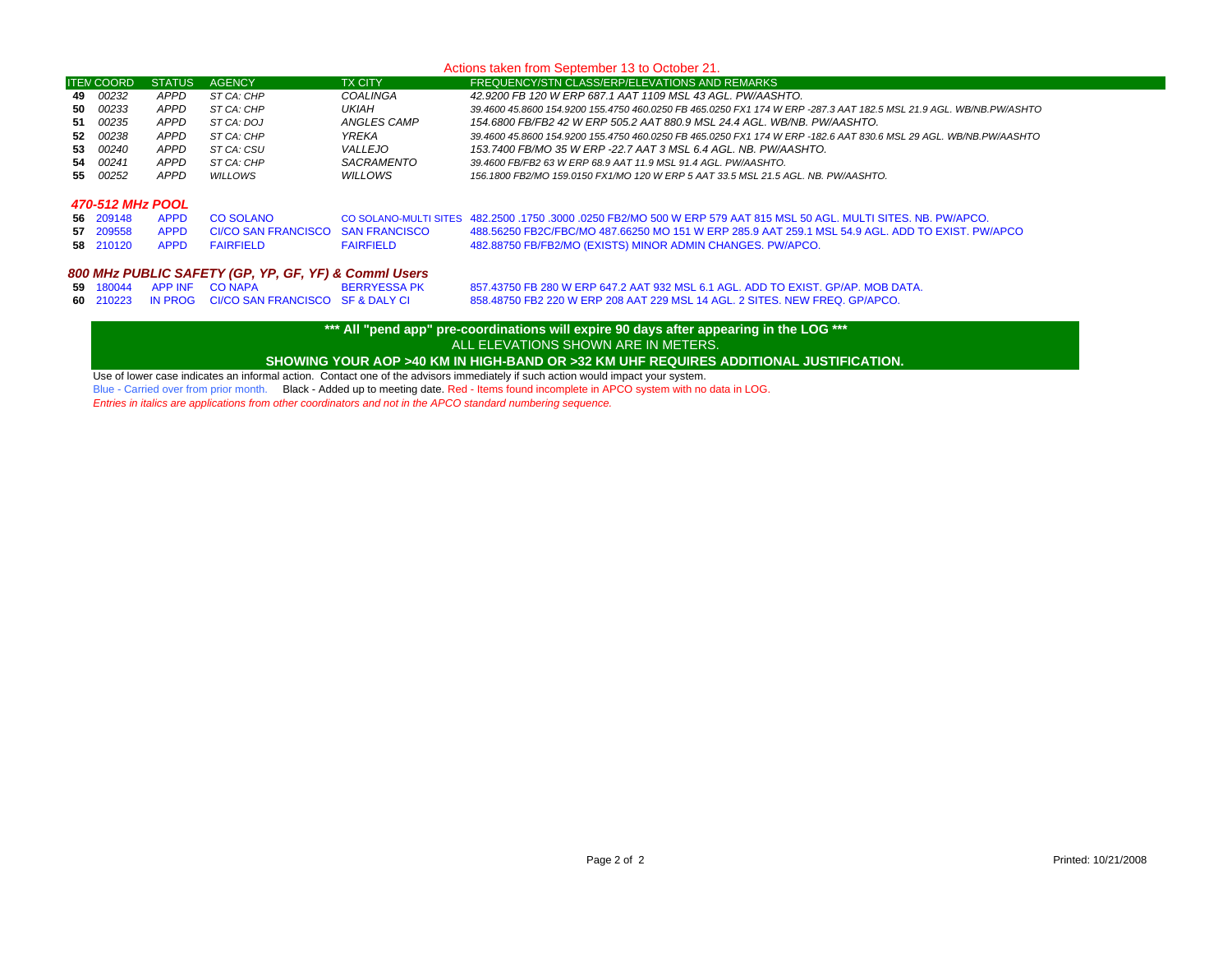Actions taken from September 13 to October 21.

| ITEM | COORD | STATUS | AGENCY | TX CITY | FREQUENCY/STN CLASS/ERP/ELEVATIONS AND REMARKS |
|---|---|---|---|---|---|
| 49 | *00232* | *APPD* | *ST CA: CHP* | *COALINGA* | *42.9200 FB 120 W ERP 687.1 AAT 1109 MSL 43 AGL. PW/AASHTO.* |
| 50 | *00233* | *APPD* | *ST CA: CHP* | *UKIAH* | *39.4600 45.8600 154.9200 155.4750 460.0250 FB 465.0250 FX1 174 W ERP -287.3 AAT 182.5 MSL 21.9 AGL. WB/NB.PW/ASHTO* |
| 51 | *00235* | *APPD* | *ST CA: DOJ* | *ANGLES CAMP* | *154.6800 FB/FB2 42 W ERP 505.2 AAT 880.9 MSL 24.4 AGL. WB/NB. PW/AASHTO.* |
| 52 | *00238* | *APPD* | *ST CA: CHP* | *YREKA* | *39.4600 45.8600 154.9200 155.4750 460.0250 FB 465.0250 FX1 174 W ERP -182.6 AAT 830.6 MSL 29 AGL. WB/NB.PW/AASHTO* |
| 53 | *00240* | *APPD* | *ST CA: CSU* | *VALLEJO* | *153.7400 FB/MO 35 W ERP -22.7 AAT 3 MSL 6.4 AGL. NB. PW/AASHTO.* |
| 54 | *00241* | *APPD* | *ST CA: CHP* | *SACRAMENTO* | *39.4600 FB/FB2 63 W ERP 68.9 AAT 11.9 MSL 91.4 AGL. PW/AASHTO.* |
| 55 | *00252* | *APPD* | *WILLOWS* | *WILLOWS* | *156.1800 FB2/MO 159.0150 FX1/MO 120 W ERP 5 AAT 33.5 MSL 21.5 AGL. NB. PW/AASHTO.* |
| ***470-512 MHz POOL*** | | | | | |
| 56 | 209148 | APPD | CO SOLANO | CO SOLANO-MULTI SITES | 482.2500 .1750 .3000 .0250 FB2/MO 500 W ERP 579 AAT 815 MSL 50 AGL. MULTI SITES. NB. PW/APCO. |
| 57 | 209558 | APPD | CI/CO SAN FRANCISCO | SAN FRANCISCO | 488.56250 FB2C/FBC/MO 487.66250 MO 151 W ERP 285.9 AAT 259.1 MSL 54.9 AGL. ADD TO EXIST. PW/APCO |
| 58 | 210120 | APPD | FAIRFIELD | FAIRFIELD | 482.88750 FB/FB2/MO (EXISTS) MINOR ADMIN CHANGES. PW/APCO. |
| ***800 MHz PUBLIC SAFETY (GP, YP, GF, YF) & Comml Users*** | | | | | |
| 59 | 180044 | APP INF | CO NAPA | BERRYESSA PK | 857.43750 FB 280 W ERP 647.2 AAT 932 MSL 6.1 AGL. ADD TO EXIST. GP/AP. MOB DATA. |
| 60 | 210223 | IN PROG | CI/CO SAN FRANCISCO | SF & DALY CI | 858.48750 FB2 220 W ERP 208 AAT 229 MSL 14 AGL. 2 SITES. NEW FREQ. GP/APCO. |

**\*\*\* All "pend app" pre-coordinations will expire 90 days after appearing in the LOG \*\*\***

ALL ELEVATIONS SHOWN ARE IN METERS.

**SHOWING YOUR AOP >40 KM IN HIGH-BAND OR >32 KM UHF REQUIRES ADDITIONAL JUSTIFICATION.**

Use of lower case indicates an informal action. Contact one of the advisors immediately if such action would impact your system.

Blue - Carried over from prior month. Black - Added up to meeting date. Red - Items found incomplete in APCO system with no data in LOG.

*Entries in italics are applications from other coordinators and not in the APCO standard numbering sequence.*

Printed: 10/21/2008